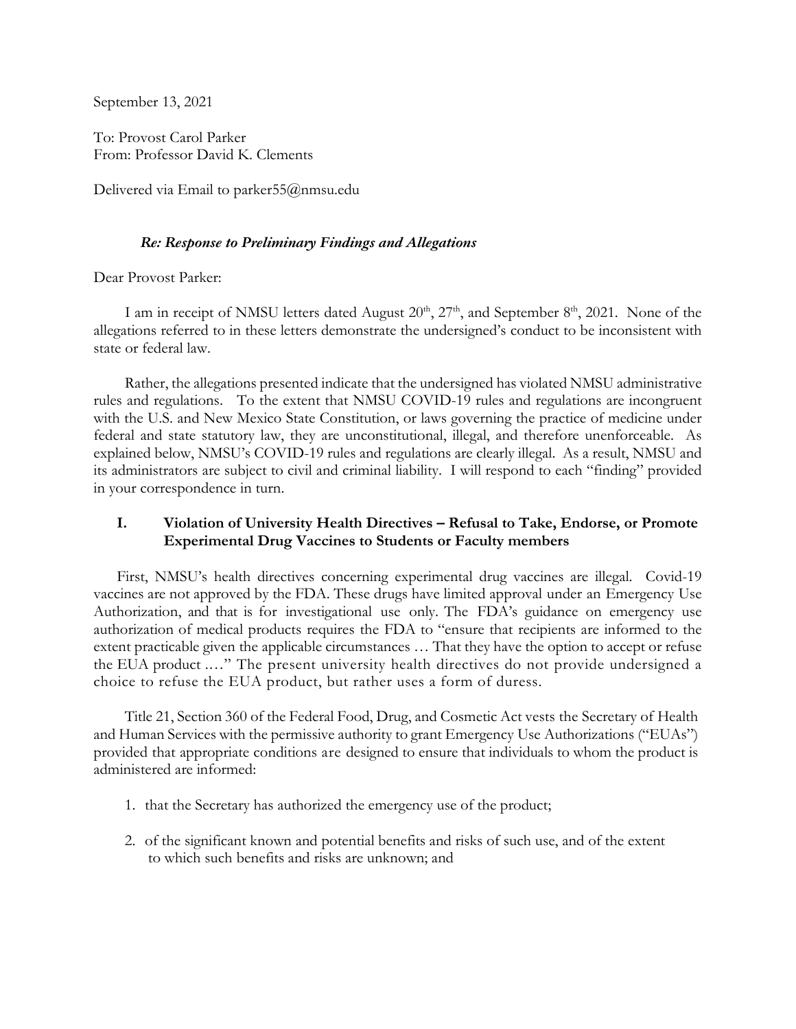September 13, 2021

To: Provost Carol Parker
From: Professor David K. Clements

Delivered via Email to parker55@nmsu.edu

***Re: Response to Preliminary Findings and Allegations***

Dear Provost Parker:

I am in receipt of NMSU letters dated August 20th, 27th, and September 8th, 2021. None of the allegations referred to in these letters demonstrate the undersigned's conduct to be inconsistent with state or federal law.

Rather, the allegations presented indicate that the undersigned has violated NMSU administrative rules and regulations. To the extent that NMSU COVID-19 rules and regulations are incongruent with the U.S. and New Mexico State Constitution, or laws governing the practice of medicine under federal and state statutory law, they are unconstitutional, illegal, and therefore unenforceable. As explained below, NMSU's COVID-19 rules and regulations are clearly illegal. As a result, NMSU and its administrators are subject to civil and criminal liability. I will respond to each "finding" provided in your correspondence in turn.

## I. Violation of University Health Directives – Refusal to Take, Endorse, or Promote Experimental Drug Vaccines to Students or Faculty members

First, NMSU's health directives concerning experimental drug vaccines are illegal. Covid-19 vaccines are not approved by the FDA. These drugs have limited approval under an Emergency Use Authorization, and that is for investigational use only. The FDA's guidance on emergency use authorization of medical products requires the FDA to "ensure that recipients are informed to the extent practicable given the applicable circumstances … That they have the option to accept or refuse the EUA product .…" The present university health directives do not provide undersigned a choice to refuse the EUA product, but rather uses a form of duress.

Title 21, Section 360 of the Federal Food, Drug, and Cosmetic Act vests the Secretary of Health and Human Services with the permissive authority to grant Emergency Use Authorizations ("EUAs") provided that appropriate conditions are designed to ensure that individuals to whom the product is administered are informed:

1. that the Secretary has authorized the emergency use of the product;
2. of the significant known and potential benefits and risks of such use, and of the extent to which such benefits and risks are unknown; and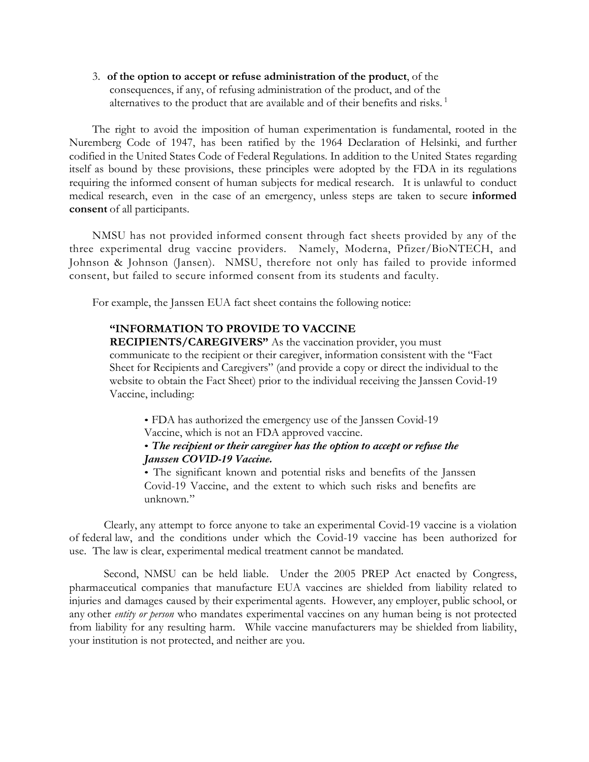3. **of the option to accept or refuse administration of the product**, of the consequences, if any, of refusing administration of the product, and of the alternatives to the product that are available and of their benefits and risks. [1]

The right to avoid the imposition of human experimentation is fundamental, rooted in the Nuremberg Code of 1947, has been ratified by the 1964 Declaration of Helsinki, and further codified in the United States Code of Federal Regulations. In addition to the United States regarding itself as bound by these provisions, these principles were adopted by the FDA in its regulations requiring the informed consent of human subjects for medical research. It is unlawful to conduct medical research, even in the case of an emergency, unless steps are taken to secure **informed consent** of all participants.

NMSU has not provided informed consent through fact sheets provided by any of the three experimental drug vaccine providers. Namely, Moderna, Pfizer/BioNTECH, and Johnson & Johnson (Jansen). NMSU, therefore not only has failed to provide informed consent, but failed to secure informed consent from its students and faculty.

For example, the Janssen EUA fact sheet contains the following notice:

> **"INFORMATION TO PROVIDE TO VACCINE RECIPIENTS/CAREGIVERS"** As the vaccination provider, you must communicate to the recipient or their caregiver, information consistent with the "Fact Sheet for Recipients and Caregivers" (and provide a copy or direct the individual to the website to obtain the Fact Sheet) prior to the individual receiving the Janssen Covid-19 Vaccine, including:
>
> • FDA has authorized the emergency use of the Janssen Covid-19 Vaccine, which is not an FDA approved vaccine.
>
> • ***The recipient or their caregiver has the option to accept or refuse the Janssen COVID-19 Vaccine.***
>
> • The significant known and potential risks and benefits of the Janssen Covid-19 Vaccine, and the extent to which such risks and benefits are unknown."

Clearly, any attempt to force anyone to take an experimental Covid-19 vaccine is a violation of federal law, and the conditions under which the Covid-19 vaccine has been authorized for use. The law is clear, experimental medical treatment cannot be mandated.

Second, NMSU can be held liable. Under the 2005 PREP Act enacted by Congress, pharmaceutical companies that manufacture EUA vaccines are shielded from liability related to injuries and damages caused by their experimental agents. However, any employer, public school, or any other *entity or person* who mandates experimental vaccines on any human being is not protected from liability for any resulting harm. While vaccine manufacturers may be shielded from liability, your institution is not protected, and neither are you.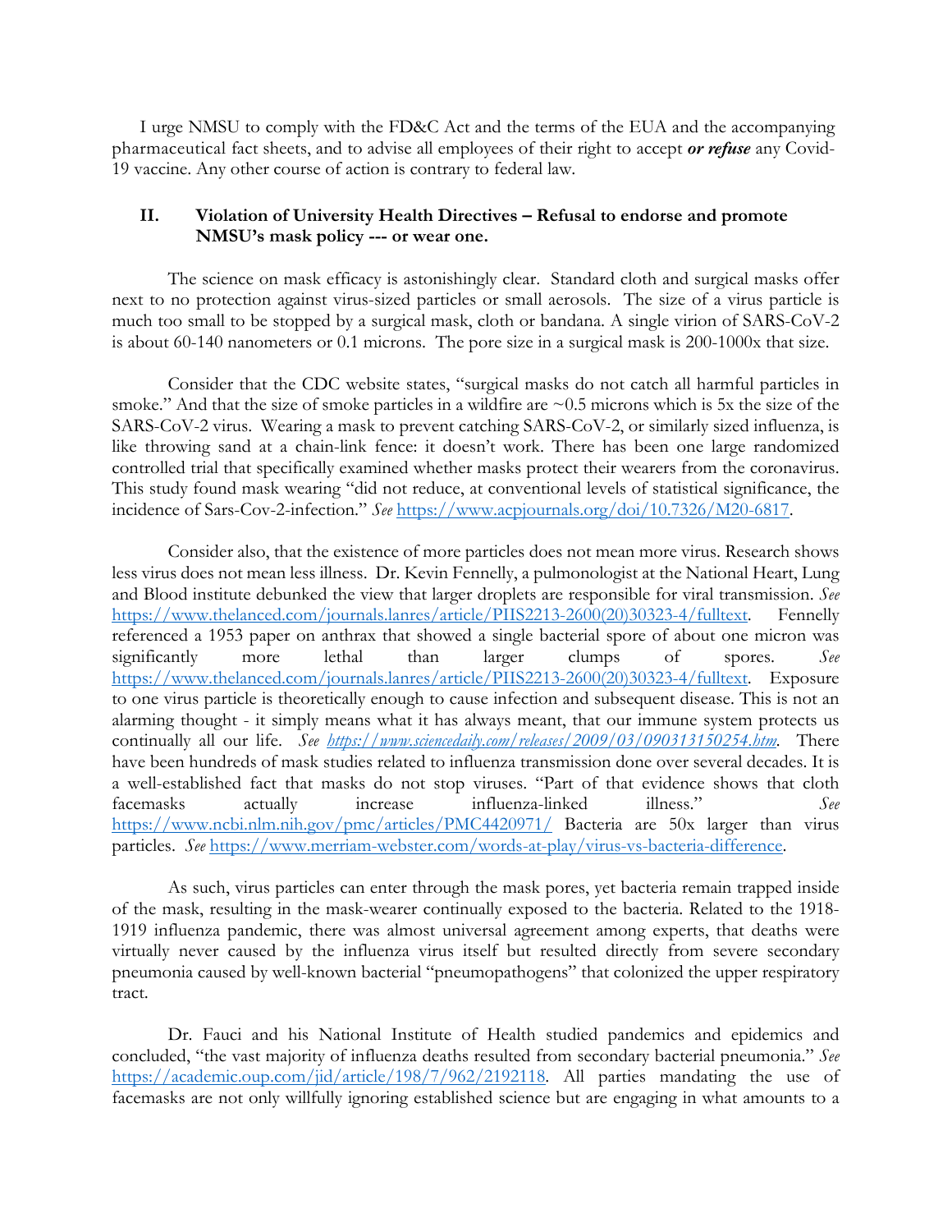I urge NMSU to comply with the FD&C Act and the terms of the EUA and the accompanying pharmaceutical fact sheets, and to advise all employees of their right to accept ***or refuse*** any Covid-19 vaccine. Any other course of action is contrary to federal law.

## II. Violation of University Health Directives – Refusal to endorse and promote NMSU's mask policy --- or wear one.

The science on mask efficacy is astonishingly clear. Standard cloth and surgical masks offer next to no protection against virus-sized particles or small aerosols. The size of a virus particle is much too small to be stopped by a surgical mask, cloth or bandana. A single virion of SARS-CoV-2 is about 60-140 nanometers or 0.1 microns. The pore size in a surgical mask is 200-1000x that size.

Consider that the CDC website states, "surgical masks do not catch all harmful particles in smoke." And that the size of smoke particles in a wildfire are ~0.5 microns which is 5x the size of the SARS-CoV-2 virus. Wearing a mask to prevent catching SARS-CoV-2, or similarly sized influenza, is like throwing sand at a chain-link fence: it doesn't work. There has been one large randomized controlled trial that specifically examined whether masks protect their wearers from the coronavirus. This study found mask wearing "did not reduce, at conventional levels of statistical significance, the incidence of Sars-Cov-2-infection." *See* https://www.acpjournals.org/doi/10.7326/M20-6817.

Consider also, that the existence of more particles does not mean more virus. Research shows less virus does not mean less illness. Dr. Kevin Fennelly, a pulmonologist at the National Heart, Lung and Blood institute debunked the view that larger droplets are responsible for viral transmission. *See* https://www.thelanced.com/journals.lanres/article/PIIS2213-2600(20)30323-4/fulltext. Fennelly referenced a 1953 paper on anthrax that showed a single bacterial spore of about one micron was significantly more lethal than larger clumps of spores. *See* https://www.thelanced.com/journals.lanres/article/PIIS2213-2600(20)30323-4/fulltext. Exposure to one virus particle is theoretically enough to cause infection and subsequent disease. This is not an alarming thought - it simply means what it has always meant, that our immune system protects us continually all our life. *See* *https://www.sciencedaily.com/releases/2009/03/090313150254.htm*. There have been hundreds of mask studies related to influenza transmission done over several decades. It is a well-established fact that masks do not stop viruses. "Part of that evidence shows that cloth facemasks actually increase influenza-linked illness." *See* https://www.ncbi.nlm.nih.gov/pmc/articles/PMC4420971/ Bacteria are 50x larger than virus particles. *See* https://www.merriam-webster.com/words-at-play/virus-vs-bacteria-difference.

As such, virus particles can enter through the mask pores, yet bacteria remain trapped inside of the mask, resulting in the mask-wearer continually exposed to the bacteria. Related to the 1918-1919 influenza pandemic, there was almost universal agreement among experts, that deaths were virtually never caused by the influenza virus itself but resulted directly from severe secondary pneumonia caused by well-known bacterial "pneumopathogens" that colonized the upper respiratory tract.

Dr. Fauci and his National Institute of Health studied pandemics and epidemics and concluded, "the vast majority of influenza deaths resulted from secondary bacterial pneumonia." *See* https://academic.oup.com/jid/article/198/7/962/2192118. All parties mandating the use of facemasks are not only willfully ignoring established science but are engaging in what amounts to a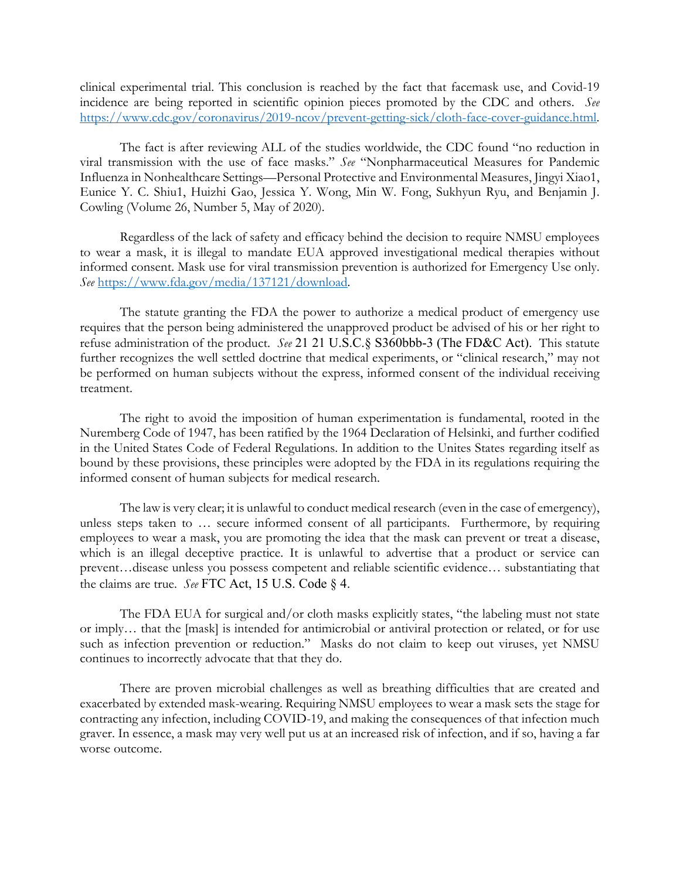clinical experimental trial. This conclusion is reached by the fact that facemask use, and Covid-19 incidence are being reported in scientific opinion pieces promoted by the CDC and others. *See* https://www.cdc.gov/coronavirus/2019-ncov/prevent-getting-sick/cloth-face-cover-guidance.html.

The fact is after reviewing ALL of the studies worldwide, the CDC found "no reduction in viral transmission with the use of face masks." *See* "Nonpharmaceutical Measures for Pandemic Influenza in Nonhealthcare Settings—Personal Protective and Environmental Measures, Jingyi Xiao1, Eunice Y. C. Shiu1, Huizhi Gao, Jessica Y. Wong, Min W. Fong, Sukhyun Ryu, and Benjamin J. Cowling (Volume 26, Number 5, May of 2020).

Regardless of the lack of safety and efficacy behind the decision to require NMSU employees to wear a mask, it is illegal to mandate EUA approved investigational medical therapies without informed consent. Mask use for viral transmission prevention is authorized for Emergency Use only. *See* https://www.fda.gov/media/137121/download.

The statute granting the FDA the power to authorize a medical product of emergency use requires that the person being administered the unapproved product be advised of his or her right to refuse administration of the product. *See* 21 21 U.S.C.§ S360bbb-3 (The FD&C Act). This statute further recognizes the well settled doctrine that medical experiments, or "clinical research," may not be performed on human subjects without the express, informed consent of the individual receiving treatment.

The right to avoid the imposition of human experimentation is fundamental, rooted in the Nuremberg Code of 1947, has been ratified by the 1964 Declaration of Helsinki, and further codified in the United States Code of Federal Regulations. In addition to the Unites States regarding itself as bound by these provisions, these principles were adopted by the FDA in its regulations requiring the informed consent of human subjects for medical research.

The law is very clear; it is unlawful to conduct medical research (even in the case of emergency), unless steps taken to … secure informed consent of all participants. Furthermore, by requiring employees to wear a mask, you are promoting the idea that the mask can prevent or treat a disease, which is an illegal deceptive practice. It is unlawful to advertise that a product or service can prevent…disease unless you possess competent and reliable scientific evidence… substantiating that the claims are true. *See* FTC Act, 15 U.S. Code § 4.

The FDA EUA for surgical and/or cloth masks explicitly states, "the labeling must not state or imply… that the [mask] is intended for antimicrobial or antiviral protection or related, or for use such as infection prevention or reduction." Masks do not claim to keep out viruses, yet NMSU continues to incorrectly advocate that that they do.

There are proven microbial challenges as well as breathing difficulties that are created and exacerbated by extended mask-wearing. Requiring NMSU employees to wear a mask sets the stage for contracting any infection, including COVID-19, and making the consequences of that infection much graver. In essence, a mask may very well put us at an increased risk of infection, and if so, having a far worse outcome.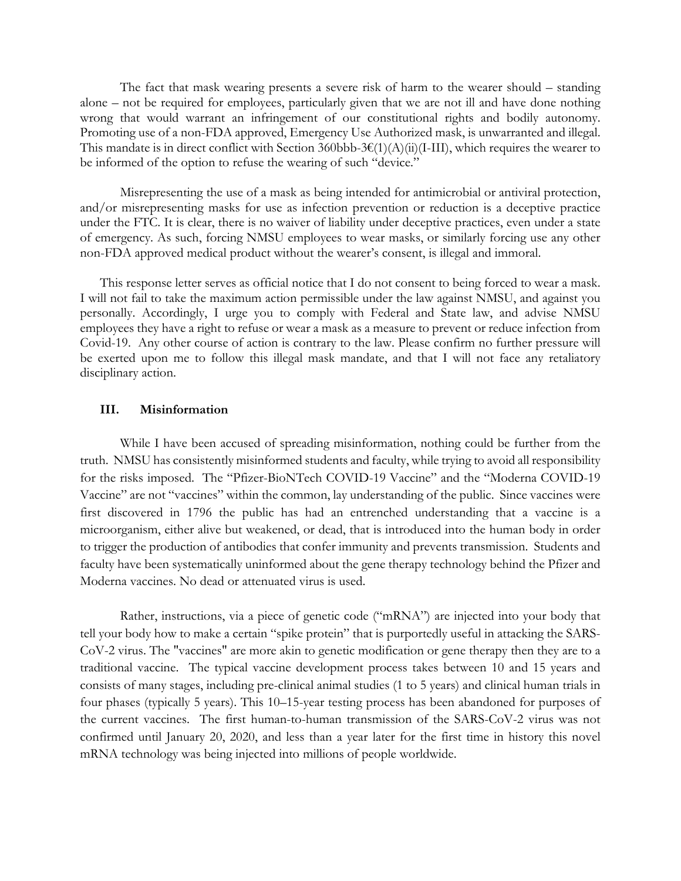The fact that mask wearing presents a severe risk of harm to the wearer should – standing alone – not be required for employees, particularly given that we are not ill and have done nothing wrong that would warrant an infringement of our constitutional rights and bodily autonomy. Promoting use of a non-FDA approved, Emergency Use Authorized mask, is unwarranted and illegal. This mandate is in direct conflict with Section 360bbb-3€(1)(A)(ii)(I-III), which requires the wearer to be informed of the option to refuse the wearing of such "device."

Misrepresenting the use of a mask as being intended for antimicrobial or antiviral protection, and/or misrepresenting masks for use as infection prevention or reduction is a deceptive practice under the FTC. It is clear, there is no waiver of liability under deceptive practices, even under a state of emergency. As such, forcing NMSU employees to wear masks, or similarly forcing use any other non-FDA approved medical product without the wearer's consent, is illegal and immoral.

This response letter serves as official notice that I do not consent to being forced to wear a mask. I will not fail to take the maximum action permissible under the law against NMSU, and against you personally. Accordingly, I urge you to comply with Federal and State law, and advise NMSU employees they have a right to refuse or wear a mask as a measure to prevent or reduce infection from Covid-19. Any other course of action is contrary to the law. Please confirm no further pressure will be exerted upon me to follow this illegal mask mandate, and that I will not face any retaliatory disciplinary action.

## III. Misinformation

While I have been accused of spreading misinformation, nothing could be further from the truth. NMSU has consistently misinformed students and faculty, while trying to avoid all responsibility for the risks imposed. The "Pfizer-BioNTech COVID-19 Vaccine" and the "Moderna COVID-19 Vaccine" are not "vaccines" within the common, lay understanding of the public. Since vaccines were first discovered in 1796 the public has had an entrenched understanding that a vaccine is a microorganism, either alive but weakened, or dead, that is introduced into the human body in order to trigger the production of antibodies that confer immunity and prevents transmission. Students and faculty have been systematically uninformed about the gene therapy technology behind the Pfizer and Moderna vaccines. No dead or attenuated virus is used.

Rather, instructions, via a piece of genetic code ("mRNA") are injected into your body that tell your body how to make a certain "spike protein" that is purportedly useful in attacking the SARS-CoV-2 virus. The "vaccines" are more akin to genetic modification or gene therapy then they are to a traditional vaccine. The typical vaccine development process takes between 10 and 15 years and consists of many stages, including pre-clinical animal studies (1 to 5 years) and clinical human trials in four phases (typically 5 years). This 10–15-year testing process has been abandoned for purposes of the current vaccines. The first human-to-human transmission of the SARS-CoV-2 virus was not confirmed until January 20, 2020, and less than a year later for the first time in history this novel mRNA technology was being injected into millions of people worldwide.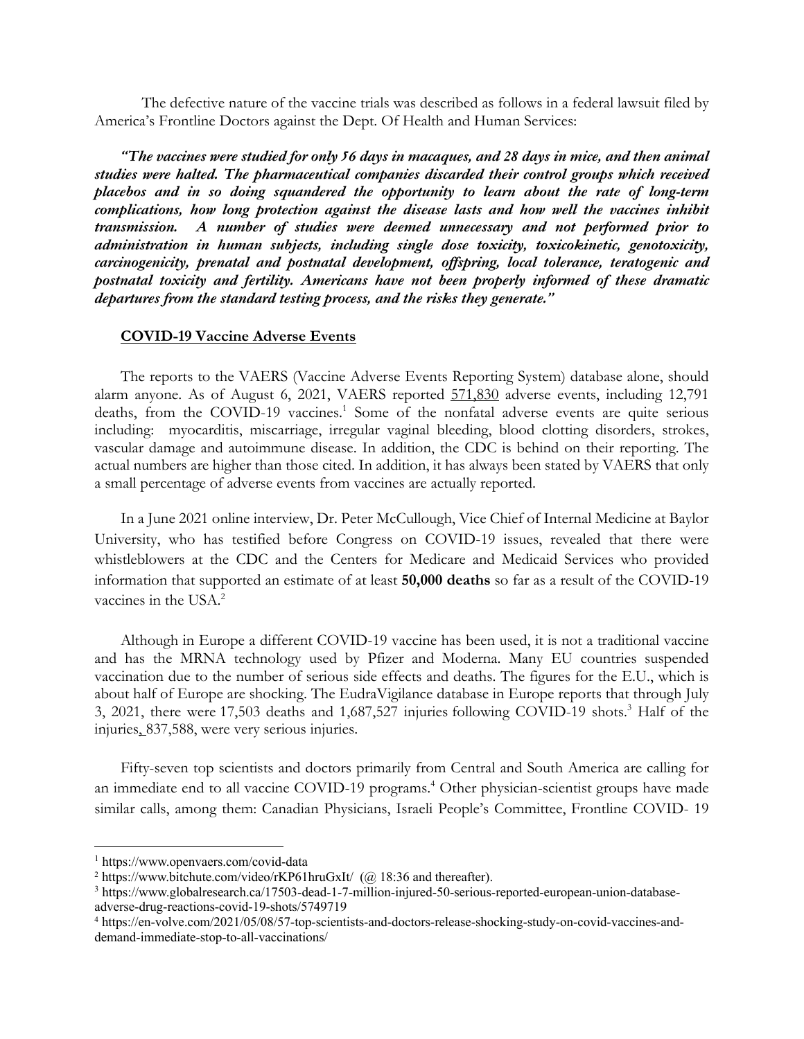The defective nature of the vaccine trials was described as follows in a federal lawsuit filed by America's Frontline Doctors against the Dept. Of Health and Human Services:

***"The vaccines were studied for only 56 days in macaques, and 28 days in mice, and then animal studies were halted. The pharmaceutical companies discarded their control groups which received placebos and in so doing squandered the opportunity to learn about the rate of long-term complications, how long protection against the disease lasts and how well the vaccines inhibit transmission. A number of studies were deemed unnecessary and not performed prior to administration in human subjects, including single dose toxicity, toxicokinetic, genotoxicity, carcinogenicity, prenatal and postnatal development, offspring, local tolerance, teratogenic and postnatal toxicity and fertility. Americans have not been properly informed of these dramatic departures from the standard testing process, and the risks they generate."***

**COVID-19 Vaccine Adverse Events**

The reports to the VAERS (Vaccine Adverse Events Reporting System) database alone, should alarm anyone. As of August 6, 2021, VAERS reported 571,830 adverse events, including 12,791 deaths, from the COVID-19 vaccines.[1] Some of the nonfatal adverse events are quite serious including: myocarditis, miscarriage, irregular vaginal bleeding, blood clotting disorders, strokes, vascular damage and autoimmune disease. In addition, the CDC is behind on their reporting. The actual numbers are higher than those cited. In addition, it has always been stated by VAERS that only a small percentage of adverse events from vaccines are actually reported.

In a June 2021 online interview, Dr. Peter McCullough, Vice Chief of Internal Medicine at Baylor University, who has testified before Congress on COVID-19 issues, revealed that there were whistleblowers at the CDC and the Centers for Medicare and Medicaid Services who provided information that supported an estimate of at least **50,000 deaths** so far as a result of the COVID-19 vaccines in the USA.[2]

Although in Europe a different COVID-19 vaccine has been used, it is not a traditional vaccine and has the MRNA technology used by Pfizer and Moderna. Many EU countries suspended vaccination due to the number of serious side effects and deaths. The figures for the E.U., which is about half of Europe are shocking. The EudraVigilance database in Europe reports that through July 3, 2021, there were 17,503 deaths and 1,687,527 injuries following COVID-19 shots.[3] Half of the injuries, 837,588, were very serious injuries.

Fifty-seven top scientists and doctors primarily from Central and South America are calling for an immediate end to all vaccine COVID-19 programs.[4] Other physician-scientist groups have made similar calls, among them: Canadian Physicians, Israeli People's Committee, Frontline COVID- 19

---

[1] https://www.openvaers.com/covid-data

[2] https://www.bitchute.com/video/rKP61hruGxIt/ (@ 18:36 and thereafter).

[3] https://www.globalresearch.ca/17503-dead-1-7-million-injured-50-serious-reported-european-union-database-adverse-drug-reactions-covid-19-shots/5749719

[4] https://en-volve.com/2021/05/08/57-top-scientists-and-doctors-release-shocking-study-on-covid-vaccines-and-demand-immediate-stop-to-all-vaccinations/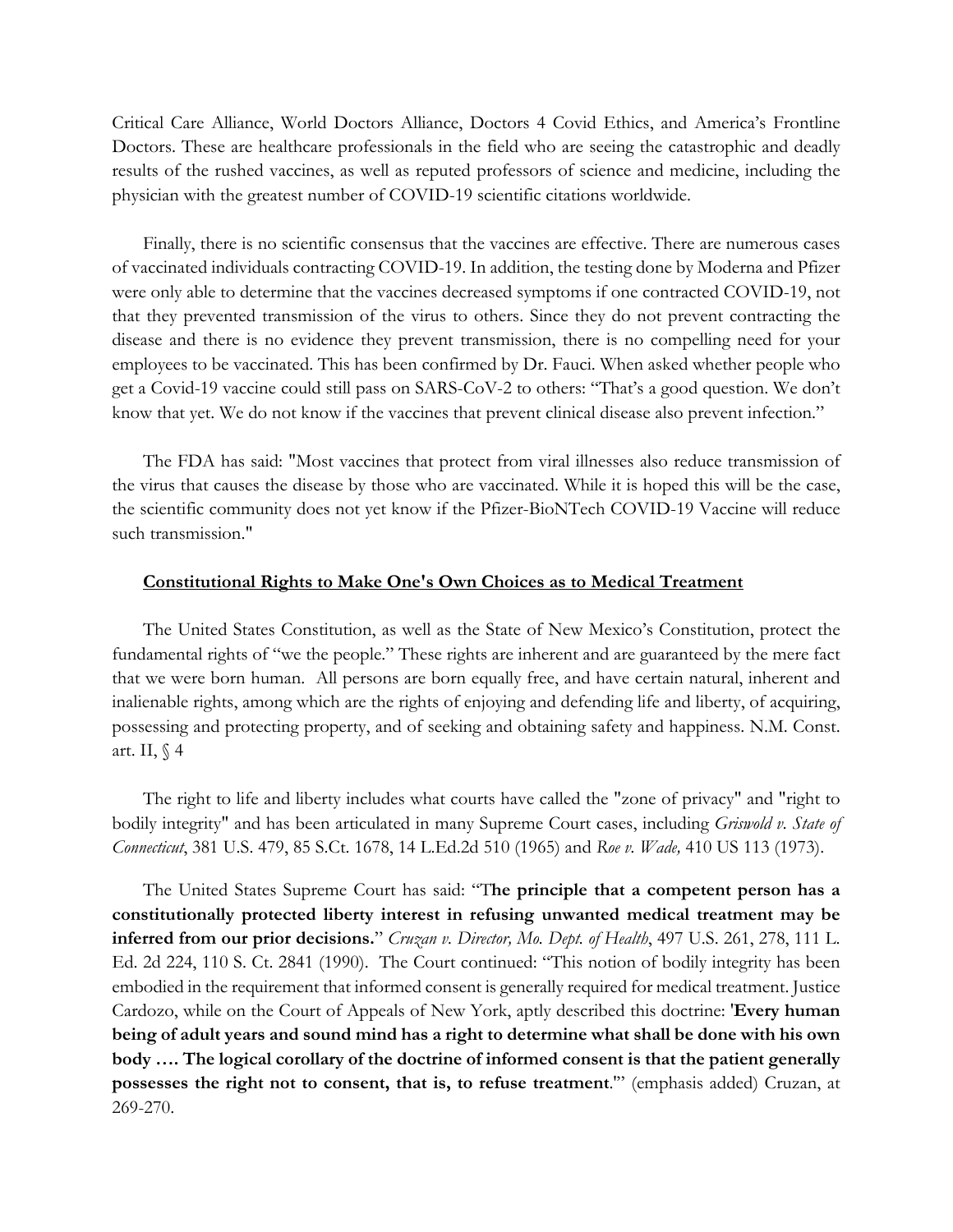Critical Care Alliance, World Doctors Alliance, Doctors 4 Covid Ethics, and America's Frontline Doctors. These are healthcare professionals in the field who are seeing the catastrophic and deadly results of the rushed vaccines, as well as reputed professors of science and medicine, including the physician with the greatest number of COVID-19 scientific citations worldwide.

Finally, there is no scientific consensus that the vaccines are effective. There are numerous cases of vaccinated individuals contracting COVID-19. In addition, the testing done by Moderna and Pfizer were only able to determine that the vaccines decreased symptoms if one contracted COVID-19, not that they prevented transmission of the virus to others. Since they do not prevent contracting the disease and there is no evidence they prevent transmission, there is no compelling need for your employees to be vaccinated. This has been confirmed by Dr. Fauci. When asked whether people who get a Covid-19 vaccine could still pass on SARS-CoV-2 to others: "That's a good question. We don't know that yet. We do not know if the vaccines that prevent clinical disease also prevent infection."

The FDA has said: "Most vaccines that protect from viral illnesses also reduce transmission of the virus that causes the disease by those who are vaccinated. While it is hoped this will be the case, the scientific community does not yet know if the Pfizer-BioNTech COVID-19 Vaccine will reduce such transmission."

**Constitutional Rights to Make One's Own Choices as to Medical Treatment**

The United States Constitution, as well as the State of New Mexico's Constitution, protect the fundamental rights of "we the people." These rights are inherent and are guaranteed by the mere fact that we were born human. All persons are born equally free, and have certain natural, inherent and inalienable rights, among which are the rights of enjoying and defending life and liberty, of acquiring, possessing and protecting property, and of seeking and obtaining safety and happiness. N.M. Const. art. II, § 4

The right to life and liberty includes what courts have called the "zone of privacy" and "right to bodily integrity" and has been articulated in many Supreme Court cases, including *Griswold v. State of Connecticut*, 381 U.S. 479, 85 S.Ct. 1678, 14 L.Ed.2d 510 (1965) and *Roe v. Wade,* 410 US 113 (1973).

The United States Supreme Court has said: "T**he principle that a competent person has a constitutionally protected liberty interest in refusing unwanted medical treatment may be inferred from our prior decisions.**" *Cruzan v. Director, Mo. Dept. of Health*, 497 U.S. 261, 278, 111 L. Ed. 2d 224, 110 S. Ct. 2841 (1990). The Court continued: "This notion of bodily integrity has been embodied in the requirement that informed consent is generally required for medical treatment. Justice Cardozo, while on the Court of Appeals of New York, aptly described this doctrine: '**Every human being of adult years and sound mind has a right to determine what shall be done with his own body …. The logical corollary of the doctrine of informed consent is that the patient generally possesses the right not to consent, that is, to refuse treatment**.'" (emphasis added) Cruzan, at 269-270.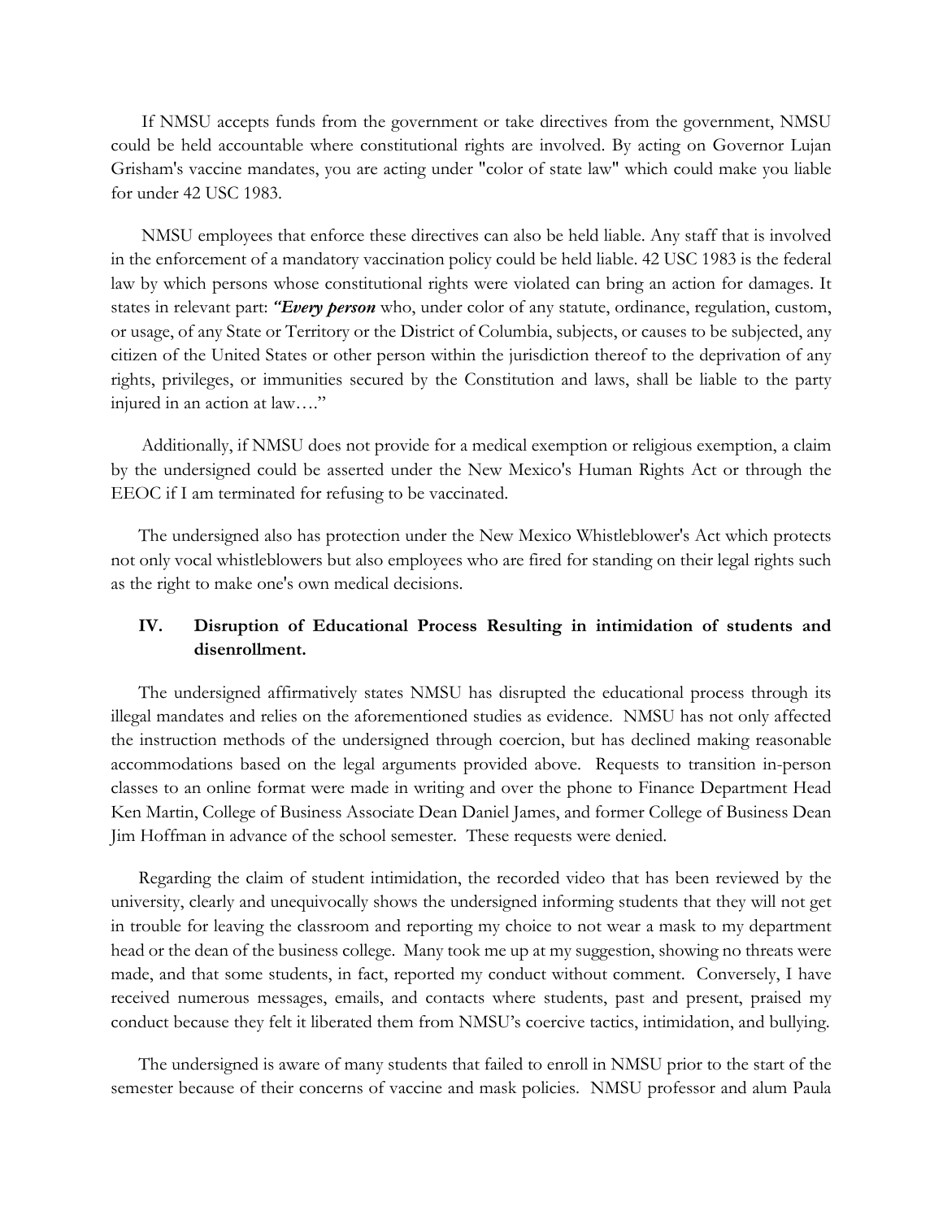If NMSU accepts funds from the government or take directives from the government, NMSU could be held accountable where constitutional rights are involved. By acting on Governor Lujan Grisham's vaccine mandates, you are acting under "color of state law" which could make you liable for under 42 USC 1983.

NMSU employees that enforce these directives can also be held liable. Any staff that is involved in the enforcement of a mandatory vaccination policy could be held liable. 42 USC 1983 is the federal law by which persons whose constitutional rights were violated can bring an action for damages. It states in relevant part: ***"Every person*** who, under color of any statute, ordinance, regulation, custom, or usage, of any State or Territory or the District of Columbia, subjects, or causes to be subjected, any citizen of the United States or other person within the jurisdiction thereof to the deprivation of any rights, privileges, or immunities secured by the Constitution and laws, shall be liable to the party injured in an action at law…."

Additionally, if NMSU does not provide for a medical exemption or religious exemption, a claim by the undersigned could be asserted under the New Mexico's Human Rights Act or through the EEOC if I am terminated for refusing to be vaccinated.

The undersigned also has protection under the New Mexico Whistleblower's Act which protects not only vocal whistleblowers but also employees who are fired for standing on their legal rights such as the right to make one's own medical decisions.

## IV. Disruption of Educational Process Resulting in intimidation of students and disenrollment.

The undersigned affirmatively states NMSU has disrupted the educational process through its illegal mandates and relies on the aforementioned studies as evidence. NMSU has not only affected the instruction methods of the undersigned through coercion, but has declined making reasonable accommodations based on the legal arguments provided above. Requests to transition in-person classes to an online format were made in writing and over the phone to Finance Department Head Ken Martin, College of Business Associate Dean Daniel James, and former College of Business Dean Jim Hoffman in advance of the school semester. These requests were denied.

Regarding the claim of student intimidation, the recorded video that has been reviewed by the university, clearly and unequivocally shows the undersigned informing students that they will not get in trouble for leaving the classroom and reporting my choice to not wear a mask to my department head or the dean of the business college. Many took me up at my suggestion, showing no threats were made, and that some students, in fact, reported my conduct without comment. Conversely, I have received numerous messages, emails, and contacts where students, past and present, praised my conduct because they felt it liberated them from NMSU's coercive tactics, intimidation, and bullying.

The undersigned is aware of many students that failed to enroll in NMSU prior to the start of the semester because of their concerns of vaccine and mask policies. NMSU professor and alum Paula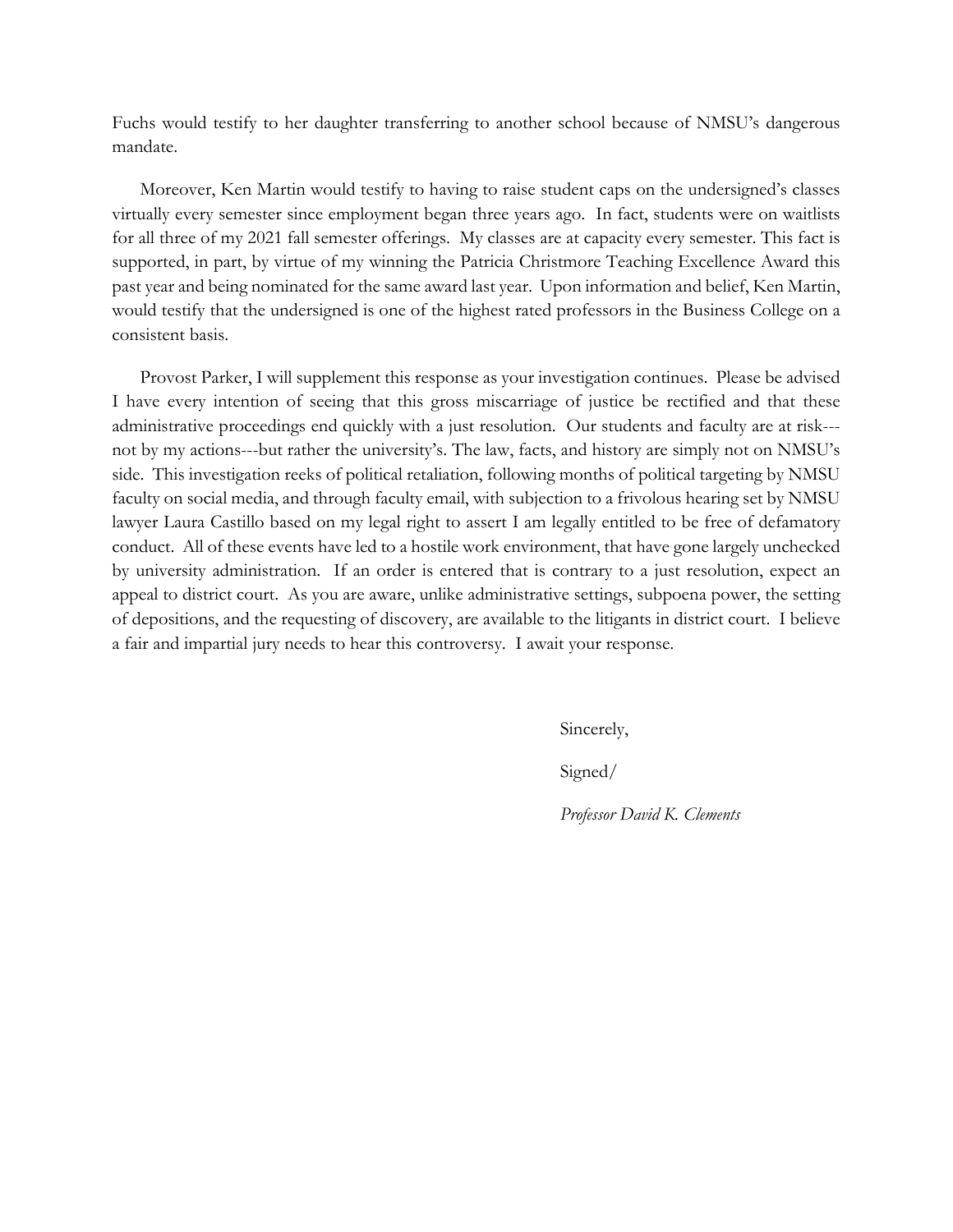Fuchs would testify to her daughter transferring to another school because of NMSU's dangerous mandate.

Moreover, Ken Martin would testify to having to raise student caps on the undersigned's classes virtually every semester since employment began three years ago. In fact, students were on waitlists for all three of my 2021 fall semester offerings. My classes are at capacity every semester. This fact is supported, in part, by virtue of my winning the Patricia Christmore Teaching Excellence Award this past year and being nominated for the same award last year. Upon information and belief, Ken Martin, would testify that the undersigned is one of the highest rated professors in the Business College on a consistent basis.

Provost Parker, I will supplement this response as your investigation continues. Please be advised I have every intention of seeing that this gross miscarriage of justice be rectified and that these administrative proceedings end quickly with a just resolution. Our students and faculty are at risk---not by my actions---but rather the university's. The law, facts, and history are simply not on NMSU's side. This investigation reeks of political retaliation, following months of political targeting by NMSU faculty on social media, and through faculty email, with subjection to a frivolous hearing set by NMSU lawyer Laura Castillo based on my legal right to assert I am legally entitled to be free of defamatory conduct. All of these events have led to a hostile work environment, that have gone largely unchecked by university administration. If an order is entered that is contrary to a just resolution, expect an appeal to district court. As you are aware, unlike administrative settings, subpoena power, the setting of depositions, and the requesting of discovery, are available to the litigants in district court. I believe a fair and impartial jury needs to hear this controversy. I await your response.

Sincerely,

Signed/

*Professor David K. Clements*